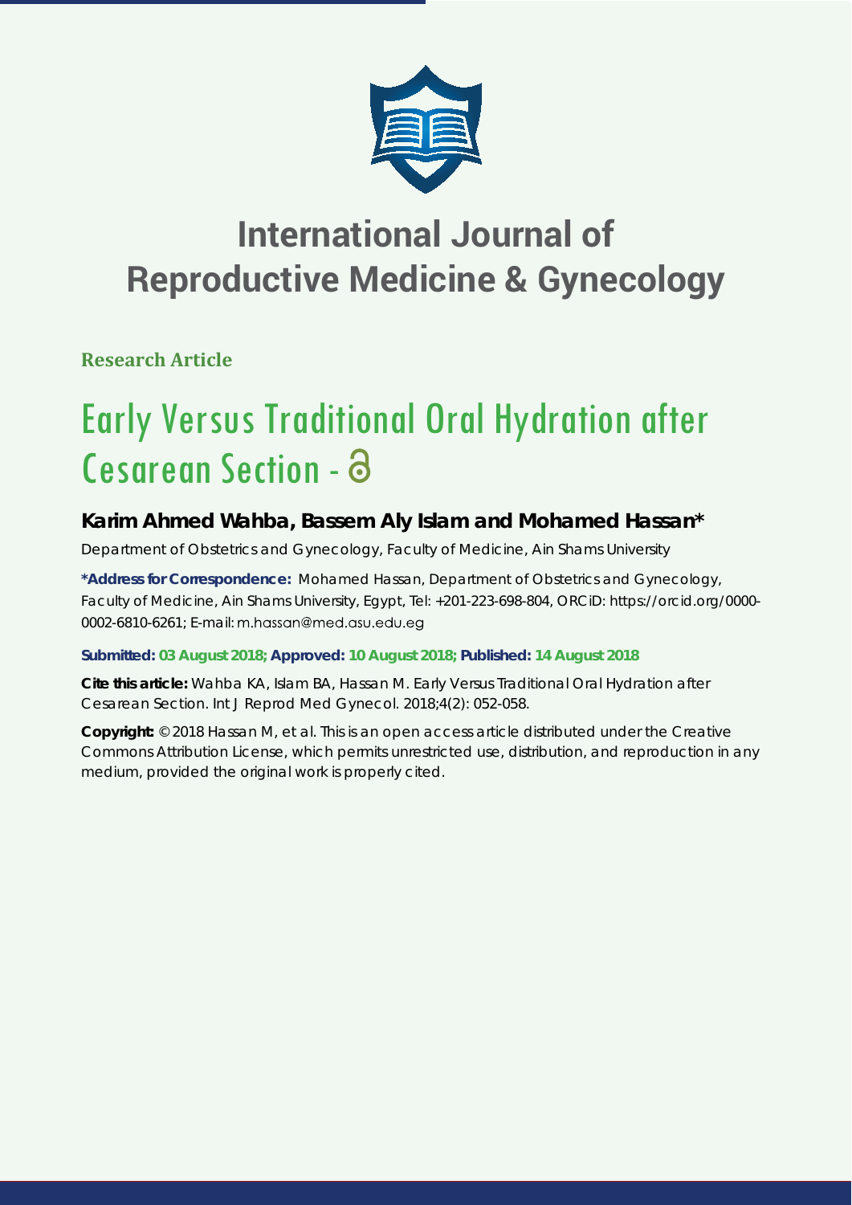# International Journal of Reproductive Medicine & Gynecology

**Research Article**

# Early Versus Traditional Oral Hydration after Cesarean Section -

## Karim Ahmed Wahba, Bassem Aly Islam and Mohamed Hassan*

Department of Obstetrics and Gynecology, Faculty of Medicine, Ain Shams University

**\*Address for Correspondence:** Mohamed Hassan, Department of Obstetrics and Gynecology, Faculty of Medicine, Ain Shams University, Egypt, Tel: +201-223-698-804, ORCiD: https://orcid.org/0000-0002-6810-6261; E-mail: m.hassan@med.asu.edu.eg

**Submitted: 03 August 2018; Approved: 10 August 2018; Published: 14 August 2018**

**Cite this article:** Wahba KA, Islam BA, Hassan M. Early Versus Traditional Oral Hydration after Cesarean Section. Int J Reprod Med Gynecol. 2018;4(2): 052-058.

**Copyright:** © 2018 Hassan M, et al. This is an open access article distributed under the Creative Commons Attribution License, which permits unrestricted use, distribution, and reproduction in any medium, provided the original work is properly cited.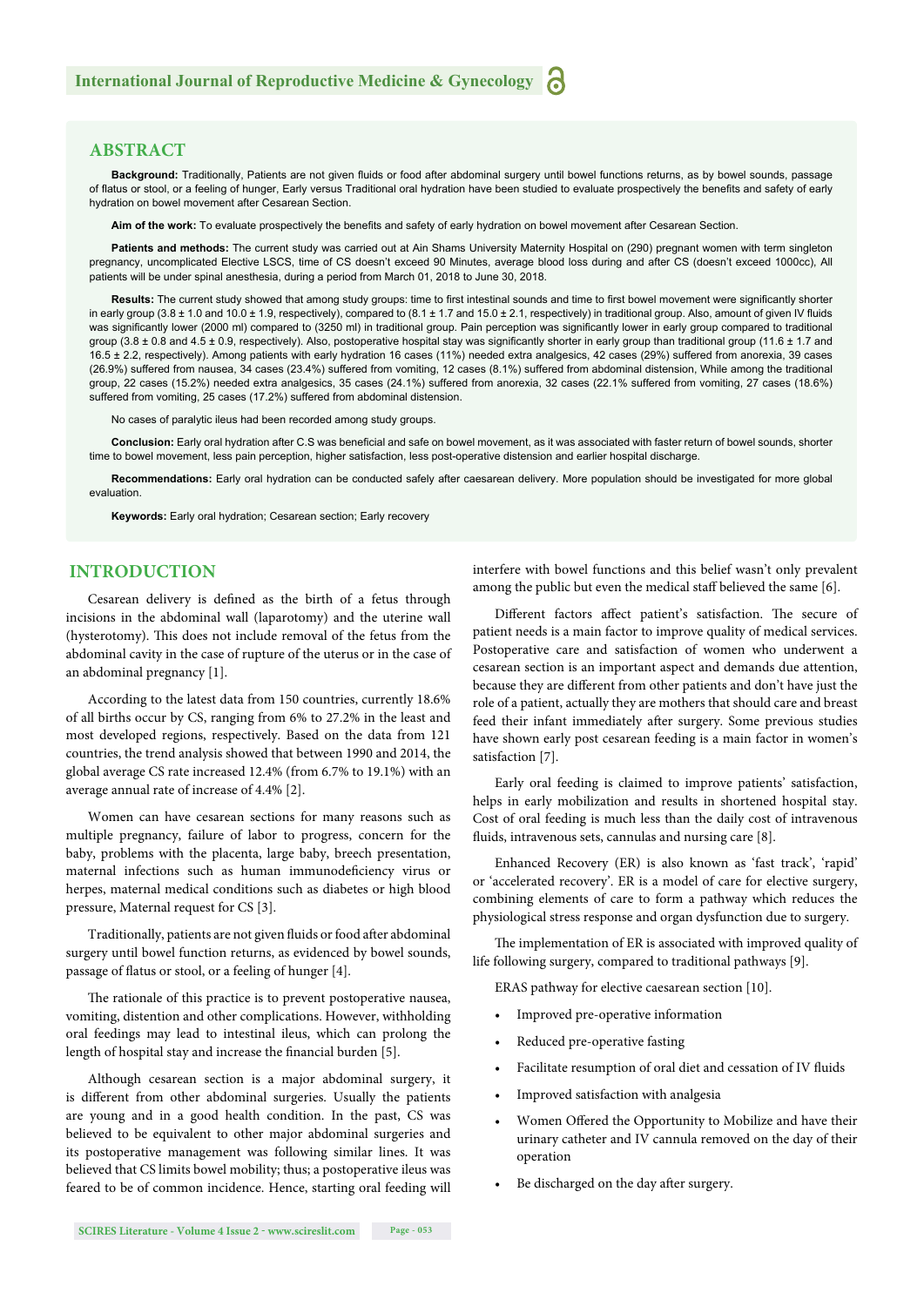## ABSTRACT

**Background:** Traditionally, Patients are not given fluids or food after abdominal surgery until bowel functions returns, as by bowel sounds, passage of flatus or stool, or a feeling of hunger, Early versus Traditional oral hydration have been studied to evaluate prospectively the benefits and safety of early hydration on bowel movement after Cesarean Section.

**Aim of the work:** To evaluate prospectively the benefits and safety of early hydration on bowel movement after Cesarean Section.

**Patients and methods:** The current study was carried out at Ain Shams University Maternity Hospital on (290) pregnant women with term singleton pregnancy, uncomplicated Elective LSCS, time of CS doesn't exceed 90 Minutes, average blood loss during and after CS (doesn't exceed 1000cc), All patients will be under spinal anesthesia, during a period from March 01, 2018 to June 30, 2018.

**Results:** The current study showed that among study groups: time to first intestinal sounds and time to first bowel movement were significantly shorter in early group (3.8 ± 1.0 and 10.0 ± 1.9, respectively), compared to (8.1 ± 1.7 and 15.0 ± 2.1, respectively) in traditional group. Also, amount of given IV fluids was significantly lower (2000 ml) compared to (3250 ml) in traditional group. Pain perception was significantly lower in early group compared to traditional group (3.8 ± 0.8 and 4.5 ± 0.9, respectively). Also, postoperative hospital stay was significantly shorter in early group than traditional group (11.6 ± 1.7 and 16.5 ± 2.2, respectively). Among patients with early hydration 16 cases (11%) needed extra analgesics, 42 cases (29%) suffered from anorexia, 39 cases (26.9%) suffered from nausea, 34 cases (23.4%) suffered from vomiting, 12 cases (8.1%) suffered from abdominal distension, While among the traditional group, 22 cases (15.2%) needed extra analgesics, 35 cases (24.1%) suffered from anorexia, 32 cases (22.1% suffered from vomiting, 27 cases (18.6%) suffered from vomiting, 25 cases (17.2%) suffered from abdominal distension.

No cases of paralytic ileus had been recorded among study groups.

**Conclusion:** Early oral hydration after C.S was beneficial and safe on bowel movement, as it was associated with faster return of bowel sounds, shorter time to bowel movement, less pain perception, higher satisfaction, less post-operative distension and earlier hospital discharge.

**Recommendations:** Early oral hydration can be conducted safely after caesarean delivery. More population should be investigated for more global evaluation.

**Keywords:** Early oral hydration; Cesarean section; Early recovery

## INTRODUCTION

Cesarean delivery is defined as the birth of a fetus through incisions in the abdominal wall (laparotomy) and the uterine wall (hysterotomy). This does not include removal of the fetus from the abdominal cavity in the case of rupture of the uterus or in the case of an abdominal pregnancy [1].

According to the latest data from 150 countries, currently 18.6% of all births occur by CS, ranging from 6% to 27.2% in the least and most developed regions, respectively. Based on the data from 121 countries, the trend analysis showed that between 1990 and 2014, the global average CS rate increased 12.4% (from 6.7% to 19.1%) with an average annual rate of increase of 4.4% [2].

Women can have cesarean sections for many reasons such as multiple pregnancy, failure of labor to progress, concern for the baby, problems with the placenta, large baby, breech presentation, maternal infections such as human immunodeficiency virus or herpes, maternal medical conditions such as diabetes or high blood pressure, Maternal request for CS [3].

Traditionally, patients are not given fluids or food after abdominal surgery until bowel function returns, as evidenced by bowel sounds, passage of flatus or stool, or a feeling of hunger [4].

The rationale of this practice is to prevent postoperative nausea, vomiting, distention and other complications. However, withholding oral feedings may lead to intestinal ileus, which can prolong the length of hospital stay and increase the financial burden [5].

Although cesarean section is a major abdominal surgery, it is different from other abdominal surgeries. Usually the patients are young and in a good health condition. In the past, CS was believed to be equivalent to other major abdominal surgeries and its postoperative management was following similar lines. It was believed that CS limits bowel mobility; thus; a postoperative ileus was feared to be of common incidence. Hence, starting oral feeding will interfere with bowel functions and this belief wasn't only prevalent among the public but even the medical staff believed the same [6].

Different factors affect patient's satisfaction. The secure of patient needs is a main factor to improve quality of medical services. Postoperative care and satisfaction of women who underwent a cesarean section is an important aspect and demands due attention, because they are different from other patients and don't have just the role of a patient, actually they are mothers that should care and breast feed their infant immediately after surgery. Some previous studies have shown early post cesarean feeding is a main factor in women's satisfaction [7].

Early oral feeding is claimed to improve patients' satisfaction, helps in early mobilization and results in shortened hospital stay. Cost of oral feeding is much less than the daily cost of intravenous fluids, intravenous sets, cannulas and nursing care [8].

Enhanced Recovery (ER) is also known as 'fast track', 'rapid' or 'accelerated recovery'. ER is a model of care for elective surgery, combining elements of care to form a pathway which reduces the physiological stress response and organ dysfunction due to surgery.

The implementation of ER is associated with improved quality of life following surgery, compared to traditional pathways [9].

ERAS pathway for elective caesarean section [10].

- Improved pre-operative information
- Reduced pre-operative fasting
- Facilitate resumption of oral diet and cessation of IV fluids
- Improved satisfaction with analgesia
- Women Offered the Opportunity to Mobilize and have their urinary catheter and IV cannula removed on the day of their operation
- Be discharged on the day after surgery.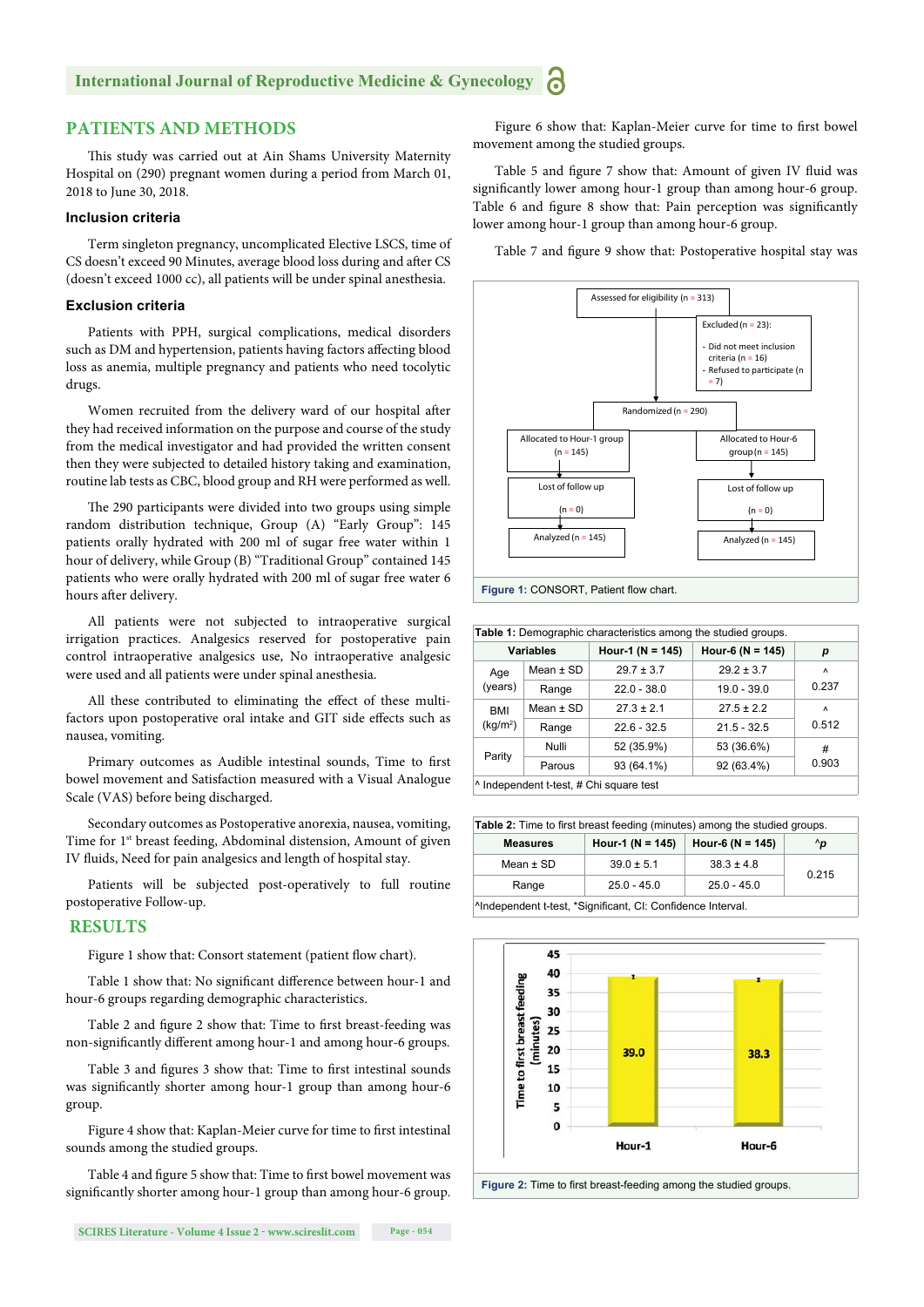## PATIENTS AND METHODS

This study was carried out at Ain Shams University Maternity Hospital on (290) pregnant women during a period from March 01, 2018 to June 30, 2018.

### Inclusion criteria

Term singleton pregnancy, uncomplicated Elective LSCS, time of CS doesn't exceed 90 Minutes, average blood loss during and after CS (doesn't exceed 1000 cc), all patients will be under spinal anesthesia.

### Exclusion criteria

Patients with PPH, surgical complications, medical disorders such as DM and hypertension, patients having factors affecting blood loss as anemia, multiple pregnancy and patients who need tocolytic drugs.

Women recruited from the delivery ward of our hospital after they had received information on the purpose and course of the study from the medical investigator and had provided the written consent then they were subjected to detailed history taking and examination, routine lab tests as CBC, blood group and RH were performed as well.

The 290 participants were divided into two groups using simple random distribution technique, Group (A) "Early Group": 145 patients orally hydrated with 200 ml of sugar free water within 1 hour of delivery, while Group (B) "Traditional Group" contained 145 patients who were orally hydrated with 200 ml of sugar free water 6 hours after delivery.

All patients were not subjected to intraoperative surgical irrigation practices. Analgesics reserved for postoperative pain control intraoperative analgesics use, No intraoperative analgesic were used and all patients were under spinal anesthesia.

All these contributed to eliminating the effect of these multi-factors upon postoperative oral intake and GIT side effects such as nausea, vomiting.

Primary outcomes as Audible intestinal sounds, Time to first bowel movement and Satisfaction measured with a Visual Analogue Scale (VAS) before being discharged.

Secondary outcomes as Postoperative anorexia, nausea, vomiting, Time for 1st breast feeding, Abdominal distension, Amount of given IV fluids, Need for pain analgesics and length of hospital stay.

Patients will be subjected post-operatively to full routine postoperative Follow-up.

## RESULTS

Figure 1 show that: Consort statement (patient flow chart).

Table 1 show that: No significant difference between hour-1 and hour-6 groups regarding demographic characteristics.

Table 2 and figure 2 show that: Time to first breast-feeding was non-significantly different among hour-1 and among hour-6 groups.

Table 3 and figures 3 show that: Time to first intestinal sounds was significantly shorter among hour-1 group than among hour-6 group.

Figure 4 show that: Kaplan-Meier curve for time to first intestinal sounds among the studied groups.

Table 4 and figure 5 show that: Time to first bowel movement was significantly shorter among hour-1 group than among hour-6 group.

Figure 6 show that: Kaplan-Meier curve for time to first bowel movement among the studied groups.

Table 5 and figure 7 show that: Amount of given IV fluid was significantly lower among hour-1 group than among hour-6 group. Table 6 and figure 8 show that: Pain perception was significantly lower among hour-1 group than among hour-6 group.

Table 7 and figure 9 show that: Postoperative hospital stay was

Assessed for eligibility (n = 313)

Excluded (n = 23):
- Did not meet inclusion criteria (n = 16)
- Refused to participate (n = 7)

Randomized (n = 290)

| Allocated to Hour-1 group (n = 145) | Allocated to Hour-6 group (n = 145) |
|---|---|
| Lost of follow up (n = 0) | Lost of follow up (n = 0) |
| Analyzed (n = 145) | Analyzed (n = 145) |

**Figure 1:** CONSORT, Patient flow chart.

**Table 1:** Demographic characteristics among the studied groups.

| Variables | | Hour-1 (N = 145) | Hour-6 (N = 145) | p |
|---|---|---|---|---|
| Age (years) | Mean ± SD | 29.7 ± 3.7 | 29.2 ± 3.7 | ^ 0.237 |
| | Range | 22.0 - 38.0 | 19.0 - 39.0 | |
| BMI (kg/m²) | Mean ± SD | 27.3 ± 2.1 | 27.5 ± 2.2 | ^ 0.512 |
| | Range | 22.6 - 32.5 | 21.5 - 32.5 | |
| Parity | Nulli | 52 (35.9%) | 53 (36.6%) | # 0.903 |
| | Parous | 93 (64.1%) | 92 (63.4%) | |

^ Independent t-test, # Chi square test

**Table 2:** Time to first breast feeding (minutes) among the studied groups.

| Measures | Hour-1 (N = 145) | Hour-6 (N = 145) | ^p |
|---|---|---|---|
| Mean ± SD | 39.0 ± 5.1 | 38.3 ± 4.8 | 0.215 |
| Range | 25.0 - 45.0 | 25.0 - 45.0 | |

^Independent t-test, *Significant, CI: Confidence Interval.

**Figure 2:** Time to first breast-feeding among the studied groups.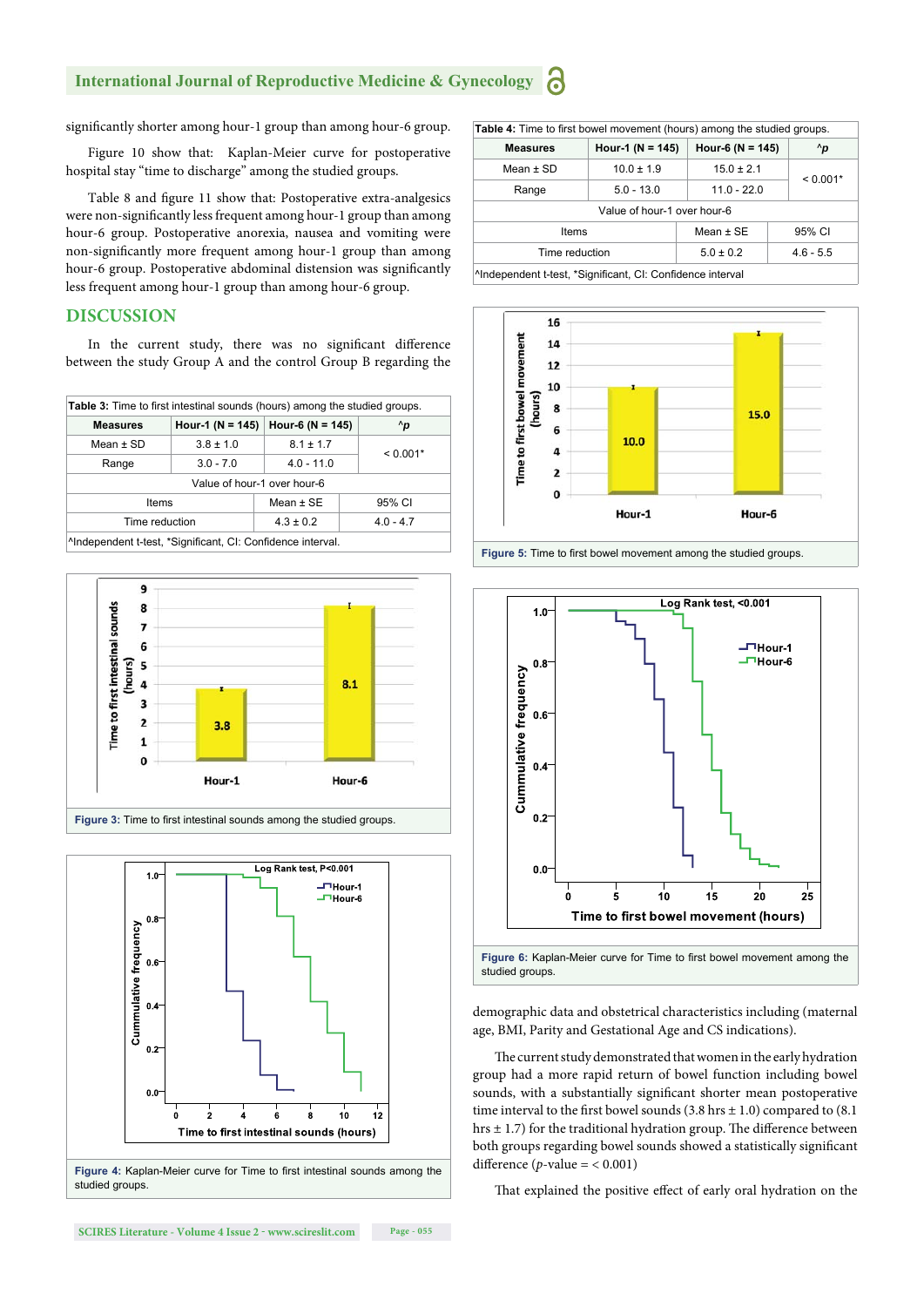significantly shorter among hour-1 group than among hour-6 group.

Figure 10 show that: Kaplan-Meier curve for postoperative hospital stay "time to discharge" among the studied groups.

Table 8 and figure 11 show that: Postoperative extra-analgesics were non-significantly less frequent among hour-1 group than among hour-6 group. Postoperative anorexia, nausea and vomiting were non-significantly more frequent among hour-1 group than among hour-6 group. Postoperative abdominal distension was significantly less frequent among hour-1 group than among hour-6 group.

## DISCUSSION

In the current study, there was no significant difference between the study Group A and the control Group B regarding the demographic data and obstetrical characteristics including (maternal age, BMI, Parity and Gestational Age and CS indications).

The current study demonstrated that women in the early hydration group had a more rapid return of bowel function including bowel sounds, with a substantially significant shorter mean postoperative time interval to the first bowel sounds (3.8 hrs ± 1.0) compared to (8.1 hrs ± 1.7) for the traditional hydration group. The difference between both groups regarding bowel sounds showed a statistically significant difference (*p*-value = < 0.001)

That explained the positive effect of early oral hydration on the

**Table 3:** Time to first intestinal sounds (hours) among the studied groups.

| Measures | Hour-1 (N = 145) | Hour-6 (N = 145) | ^*p* |
|---|---|---|---|
| Mean ± SD | 3.8 ± 1.0 | 8.1 ± 1.7 | < 0.001* |
| Range | 3.0 - 7.0 | 4.0 - 11.0 | |
| Value of hour-1 over hour-6 | | | |
| Items | | Mean ± SE | 95% CI |
| Time reduction | | 4.3 ± 0.2 | 4.0 - 4.7 |

^Independent t-test, *Significant, CI: Confidence interval.

**Figure 3:** Time to first intestinal sounds among the studied groups.

**Figure 4:** Kaplan-Meier curve for Time to first intestinal sounds among the studied groups.

**Table 4:** Time to first bowel movement (hours) among the studied groups.

| Measures | Hour-1 (N = 145) | Hour-6 (N = 145) | ^*p* |
|---|---|---|---|
| Mean ± SD | 10.0 ± 1.9 | 15.0 ± 2.1 | < 0.001* |
| Range | 5.0 - 13.0 | 11.0 - 22.0 | |
| Value of hour-1 over hour-6 | | | |
| Items | | Mean ± SE | 95% CI |
| Time reduction | | 5.0 ± 0.2 | 4.6 - 5.5 |

^Independent t-test, *Significant, CI: Confidence interval

**Figure 5:** Time to first bowel movement among the studied groups.

**Figure 6:** Kaplan-Meier curve for Time to first bowel movement among the studied groups.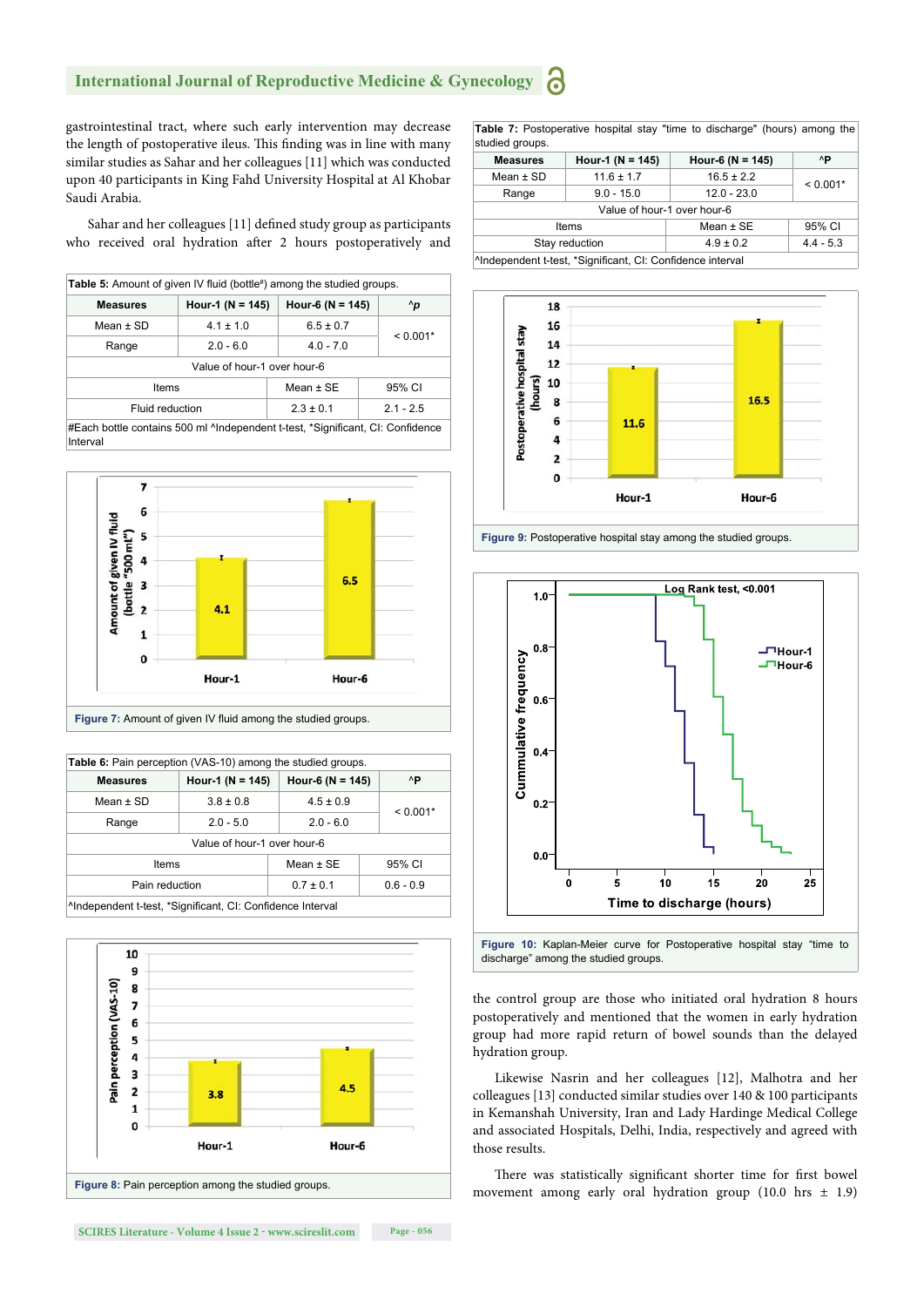gastrointestinal tract, where such early intervention may decrease the length of postoperative ileus. This finding was in line with many similar studies as Sahar and her colleagues [11] which was conducted upon 40 participants in King Fahd University Hospital at Al Khobar Saudi Arabia.

Sahar and her colleagues [11] defined study group as participants who received oral hydration after 2 hours postoperatively and

**Table 5:** Amount of given IV fluid (bottle#) among the studied groups.

| Measures | Hour-1 (N = 145) | Hour-6 (N = 145) | ^p |
|---|---|---|---|
| Mean ± SD | 4.1 ± 1.0 | 6.5 ± 0.7 | < 0.001* |
| Range | 2.0 - 6.0 | 4.0 - 7.0 | |
| Value of hour-1 over hour-6 | | | |
| Items | | Mean ± SE | 95% CI |
| Fluid reduction | | 2.3 ± 0.1 | 2.1 - 2.5 |

#Each bottle contains 500 ml ^Independent t-test, *Significant, CI: Confidence Interval

**Figure 7:** Amount of given IV fluid among the studied groups.

**Table 6:** Pain perception (VAS-10) among the studied groups.

| Measures | Hour-1 (N = 145) | Hour-6 (N = 145) | ^P |
|---|---|---|---|
| Mean ± SD | 3.8 ± 0.8 | 4.5 ± 0.9 | < 0.001* |
| Range | 2.0 - 5.0 | 2.0 - 6.0 | |
| Value of hour-1 over hour-6 | | | |
| Items | | Mean ± SE | 95% CI |
| Pain reduction | | 0.7 ± 0.1 | 0.6 - 0.9 |

^Independent t-test, *Significant, CI: Confidence Interval

**Figure 8:** Pain perception among the studied groups.

**Table 7:** Postoperative hospital stay "time to discharge" (hours) among the studied groups.

| Measures | Hour-1 (N = 145) | Hour-6 (N = 145) | ^P |
|---|---|---|---|
| Mean ± SD | 11.6 ± 1.7 | 16.5 ± 2.2 | < 0.001* |
| Range | 9.0 - 15.0 | 12.0 - 23.0 | |
| Value of hour-1 over hour-6 | | | |
| Items | | Mean ± SE | 95% CI |
| Stay reduction | | 4.9 ± 0.2 | 4.4 - 5.3 |

^Independent t-test, *Significant, CI: Confidence interval

**Figure 9:** Postoperative hospital stay among the studied groups.

**Figure 10:** Kaplan-Meier curve for Postoperative hospital stay "time to discharge" among the studied groups.

the control group are those who initiated oral hydration 8 hours postoperatively and mentioned that the women in early hydration group had more rapid return of bowel sounds than the delayed hydration group.

Likewise Nasrin and her colleagues [12], Malhotra and her colleagues [13] conducted similar studies over 140 & 100 participants in Kemanshah University, Iran and Lady Hardinge Medical College and associated Hospitals, Delhi, India, respectively and agreed with those results.

There was statistically significant shorter time for first bowel movement among early oral hydration group (10.0 hrs ± 1.9)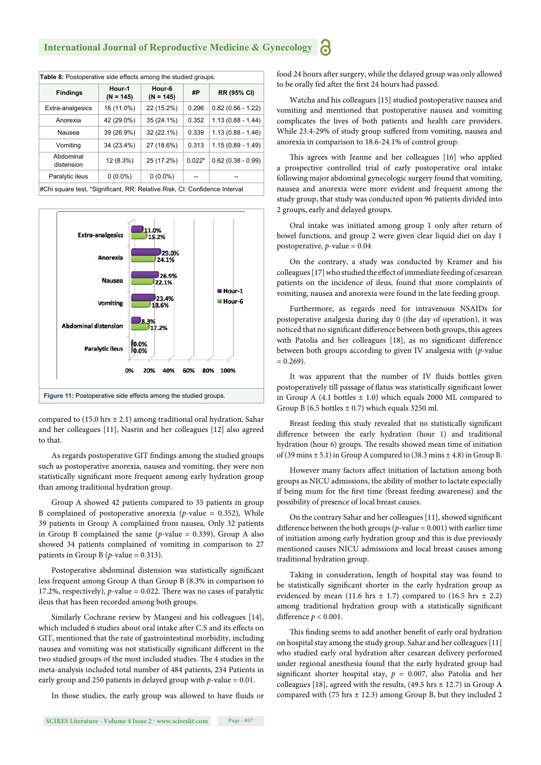**Table 8:** Postoperative side effects among the studied groups.

| Findings | Hour-1 (N = 145) | Hour-6 (N = 145) | #P | RR (95% CI) |
|---|---|---|---|---|
| Extra-analgesics | 16 (11.0%) | 22 (15.2%) | 0.296 | 0.82 (0.56 - 1.22) |
| Anorexia | 42 (29.0%) | 35 (24.1%) | 0.352 | 1.13 (0.88 - 1.44) |
| Nausea | 39 (26.9%) | 32 (22.1%) | 0.339 | 1.13 (0.88 - 1.46) |
| Vomiting | 34 (23.4%) | 27 (18.6%) | 0.313 | 1.15 (0.89 - 1.49) |
| Abdominal distension | 12 (8.3%) | 25 (17.2%) | 0.022* | 0.62 (0.38 - 0.99) |
| Paralytic ileus | 0 (0.0%) | 0 (0.0%) | -- | -- |

#Chi square test, *Significant, RR: Relative Risk, CI: Confidence Interval

**Figure 11:** Postoperative side effects among the studied groups.

compared to (15.0 hrs ± 2.1) among traditional oral hydration. Sahar and her colleagues [11], Nasrin and her colleagues [12] also agreed to that.

As regards postoperative GIT findings among the studied groups such as postoperative anorexia, nausea and vomiting, they were non statistically significant more frequent among early hydration group than among traditional hydration group.

Group A showed 42 patients compared to 35 patients in group B complained of postoperative anorexia ($p$-value = 0.352), While 39 patients in Group A complained from nausea, Only 32 patients in Group B complained the same ($p$-value = 0.339), Group A also showed 34 patients complained of vomiting in comparison to 27 patients in Group B ($p$-value = 0.313).

Postoperative abdominal distension was statistically significant less frequent among Group A than Group B (8.3% in comparison to 17.2%, respectively), $p$-value = 0.022. There was no cases of paralytic ileus that has been recorded among both groups.

Similarly Cochrane review by Mangesi and his colleagues [14], which included 6 studies about oral intake after C.S and its effects on GIT, mentioned that the rate of gastrointestinal morbidity, including nausea and vomiting was not statistically significant different in the two studied groups of the most included studies. The 4 studies in the meta-analysis included total number of 484 patients, 234 Patients in early group and 250 patients in delayed group with $p$-value = 0.01.

In those studies, the early group was allowed to have fluids or food 24 hours after surgery, while the delayed group was only allowed to be orally fed after the first 24 hours had passed.

Watcha and his colleagues [15] studied postoperative nausea and vomiting and mentioned that postoperative nausea and vomiting complicates the lives of both patients and health care providers. While 23.4-29% of study group suffered from vomiting, nausea and anorexia in comparison to 18.6-24.1% of control group.

This agrees with Jeanne and her colleagues [16] who applied a prospective controlled trial of early postoperative oral intake following major abdominal gynecologic surgery found that vomiting, nausea and anorexia were more evident and frequent among the study group, that study was conducted upon 96 patients divided into 2 groups, early and delayed groups.

Oral intake was initiated among group 1 only after return of bowel functions, and group 2 were given clear liquid diet on day 1 postoperative, $p$-value = 0.04

On the contrary, a study was conducted by Kramer and his colleagues [17] who studied the effect of immediate feeding of cesarean patients on the incidence of ileus, found that more complaints of vomiting, nausea and anorexia were found in the late feeding group.

Furthermore, as regards need for intravenous NSAIDs for postoperative analgesia during day 0 (the day of operation), it was noticed that no significant difference between both groups, this agrees with Patolia and her colleagues [18], as no significant difference between both groups according to given IV analgesia with ($p$-value = 0.269).

It was apparent that the number of IV fluids bottles given postoperatively till passage of flatus was statistically significant lower in Group A (4.1 bottles ± 1.0) which equals 2000 ML compared to Group B (6.5 bottles ± 0.7) which equals 3250 ml.

Breast feeding this study revealed that no statistically significant difference between the early hydration (hour 1) and traditional hydration (hour 6) groups. The results showed mean time of initiation of (39 mins ± 5.1) in Group A compared to (38.3 mins ± 4.8) in Group B.

However many factors affect initiation of lactation among both groups as NICU admissions, the ability of mother to lactate especially if being mum for the first time (breast feeding awareness) and the possibility of presence of local breast causes.

On the contrary Sahar and her colleagues [11], showed significant difference between the both groups ($p$-value = 0.001) with earlier time of initiation among early hydration group and this is due previously mentioned causes NICU admissions and local breast causes among traditional hydration group.

Taking in consideration, length of hospital stay was found to be statistically significant shorter in the early hydration group as evidenced by mean (11.6 hrs ± 1.7) compared to (16.5 hrs ± 2.2) among traditional hydration group with a statistically significant difference $p < 0.001$.

This finding seems to add another benefit of early oral hydration on hospital stay among the study group. Sahar and her colleagues [11] who studied early oral hydration after cesarean delivery performed under regional anesthesia found that the early hydrated group had significant shorter hospital stay, $p$ = 0.007, also Patolia and her colleagues [18], agreed with the results, (49.5 hrs ± 12.7) in Group A compared with (75 hrs ± 12.3) among Group B, but they included 2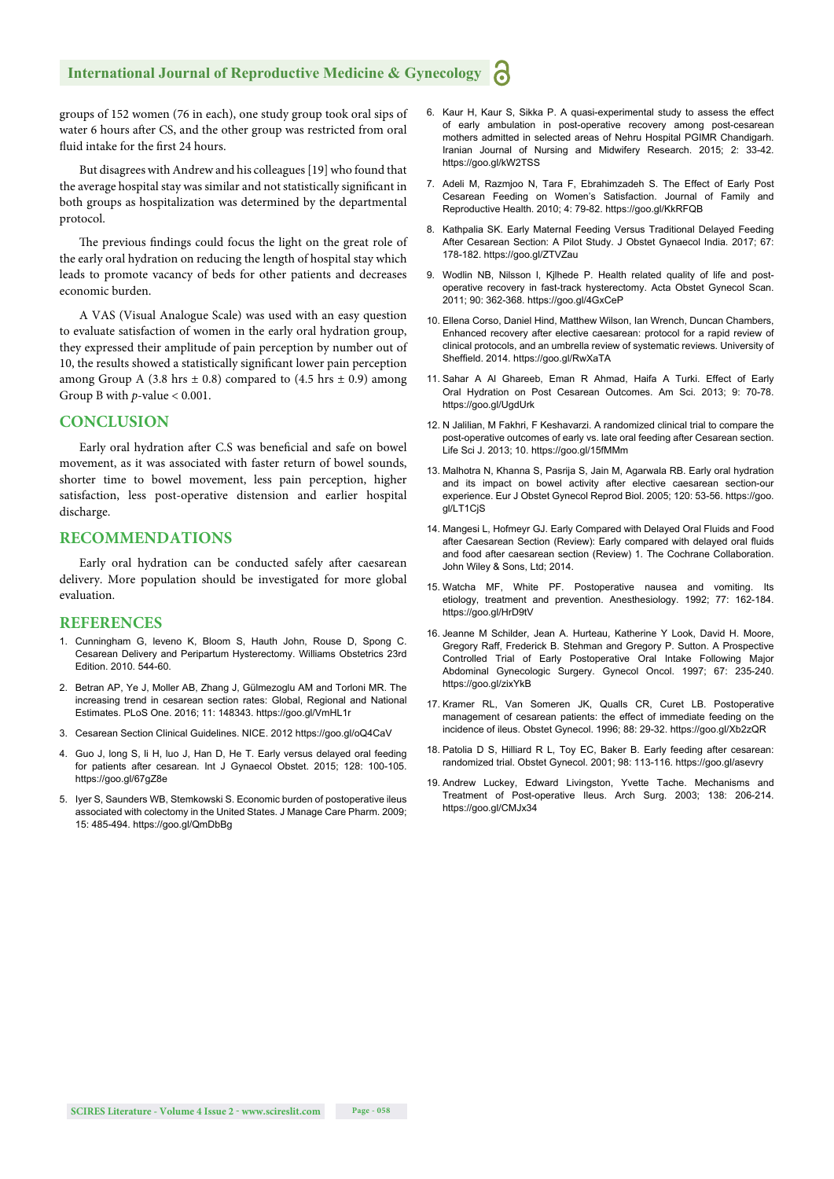groups of 152 women (76 in each), one study group took oral sips of water 6 hours after CS, and the other group was restricted from oral fluid intake for the first 24 hours.

But disagrees with Andrew and his colleagues [19] who found that the average hospital stay was similar and not statistically significant in both groups as hospitalization was determined by the departmental protocol.

The previous findings could focus the light on the great role of the early oral hydration on reducing the length of hospital stay which leads to promote vacancy of beds for other patients and decreases economic burden.

A VAS (Visual Analogue Scale) was used with an easy question to evaluate satisfaction of women in the early oral hydration group, they expressed their amplitude of pain perception by number out of 10, the results showed a statistically significant lower pain perception among Group A (3.8 hrs ± 0.8) compared to (4.5 hrs ± 0.9) among Group B with $p$-value < 0.001.

## CONCLUSION

Early oral hydration after C.S was beneficial and safe on bowel movement, as it was associated with faster return of bowel sounds, shorter time to bowel movement, less pain perception, higher satisfaction, less post-operative distension and earlier hospital discharge.

## RECOMMENDATIONS

Early oral hydration can be conducted safely after caesarean delivery. More population should be investigated for more global evaluation.

## REFERENCES

1. Cunningham G, leveno K, Bloom S, Hauth John, Rouse D, Spong C. Cesarean Delivery and Peripartum Hysterectomy. Williams Obstetrics 23rd Edition. 2010. 544-60.
2. Betran AP, Ye J, Moller AB, Zhang J, Gülmezoglu AM and Torloni MR. The increasing trend in cesarean section rates: Global, Regional and National Estimates. PLoS One. 2016; 11: 148343. https://goo.gl/VmHL1r
3. Cesarean Section Clinical Guidelines. NICE. 2012 https://goo.gl/oQ4CaV
4. Guo J, long S, li H, luo J, Han D, He T. Early versus delayed oral feeding for patients after cesarean. Int J Gynaecol Obstet. 2015; 128: 100-105. https://goo.gl/67gZ8e
5. Iyer S, Saunders WB, Stemkowski S. Economic burden of postoperative ileus associated with colectomy in the United States. J Manage Care Pharm. 2009; 15: 485-494. https://goo.gl/QmDbBg
6. Kaur H, Kaur S, Sikka P. A quasi-experimental study to assess the effect of early ambulation in post-operative recovery among post-cesarean mothers admitted in selected areas of Nehru Hospital PGIMR Chandigarh. Iranian Journal of Nursing and Midwifery Research. 2015; 2: 33-42. https://goo.gl/kW2TSS
7. Adeli M, Razmjoo N, Tara F, Ebrahimzadeh S. The Effect of Early Post Cesarean Feeding on Women's Satisfaction. Journal of Family and Reproductive Health. 2010; 4: 79-82. https://goo.gl/KkRFQB
8. Kathpalia SK. Early Maternal Feeding Versus Traditional Delayed Feeding After Cesarean Section: A Pilot Study. J Obstet Gynaecol India. 2017; 67: 178-182. https://goo.gl/ZTVZau
9. Wodlin NB, Nilsson I, Kjlhede P. Health related quality of life and post-operative recovery in fast-track hysterectomy. Acta Obstet Gynecol Scan. 2011; 90: 362-368. https://goo.gl/4GxCeP
10. Ellena Corso, Daniel Hind, Matthew Wilson, Ian Wrench, Duncan Chambers, Enhanced recovery after elective caesarean: protocol for a rapid review of clinical protocols, and an umbrella review of systematic reviews. University of Sheffield. 2014. https://goo.gl/RwXaTA
11. Sahar A Al Ghareeb, Eman R Ahmad, Haifa A Turki. Effect of Early Oral Hydration on Post Cesarean Outcomes. Am Sci. 2013; 9: 70-78. https://goo.gl/UgdUrk
12. N Jalilian, M Fakhri, F Keshavarzi. A randomized clinical trial to compare the post-operative outcomes of early vs. late oral feeding after Cesarean section. Life Sci J. 2013; 10. https://goo.gl/15fMMm
13. Malhotra N, Khanna S, Pasrija S, Jain M, Agarwala RB. Early oral hydration and its impact on bowel activity after elective caesarean section-our experience. Eur J Obstet Gynecol Reprod Biol. 2005; 120: 53-56. https://goo.gl/LT1CjS
14. Mangesi L, Hofmeyr GJ. Early Compared with Delayed Oral Fluids and Food after Caesarean Section (Review): Early compared with delayed oral fluids and food after caesarean section (Review) 1. The Cochrane Collaboration. John Wiley & Sons, Ltd; 2014.
15. Watcha MF, White PF. Postoperative nausea and vomiting. Its etiology, treatment and prevention. Anesthesiology. 1992; 77: 162-184. https://goo.gl/HrD9tV
16. Jeanne M Schilder, Jean A. Hurteau, Katherine Y Look, David H. Moore, Gregory Raff, Frederick B. Stehman and Gregory P. Sutton. A Prospective Controlled Trial of Early Postoperative Oral Intake Following Major Abdominal Gynecologic Surgery. Gynecol Oncol. 1997; 67: 235-240. https://goo.gl/zixYkB
17. Kramer RL, Van Someren JK, Qualls CR, Curet LB. Postoperative management of cesarean patients: the effect of immediate feeding on the incidence of ileus. Obstet Gynecol. 1996; 88: 29-32. https://goo.gl/Xb2zQR
18. Patolia D S, Hilliard R L, Toy EC, Baker B. Early feeding after cesarean: randomized trial. Obstet Gynecol. 2001; 98: 113-116. https://goo.gl/asevry
19. Andrew Luckey, Edward Livingston, Yvette Tache. Mechanisms and Treatment of Post-operative Ileus. Arch Surg. 2003; 138: 206-214. https://goo.gl/CMJx34